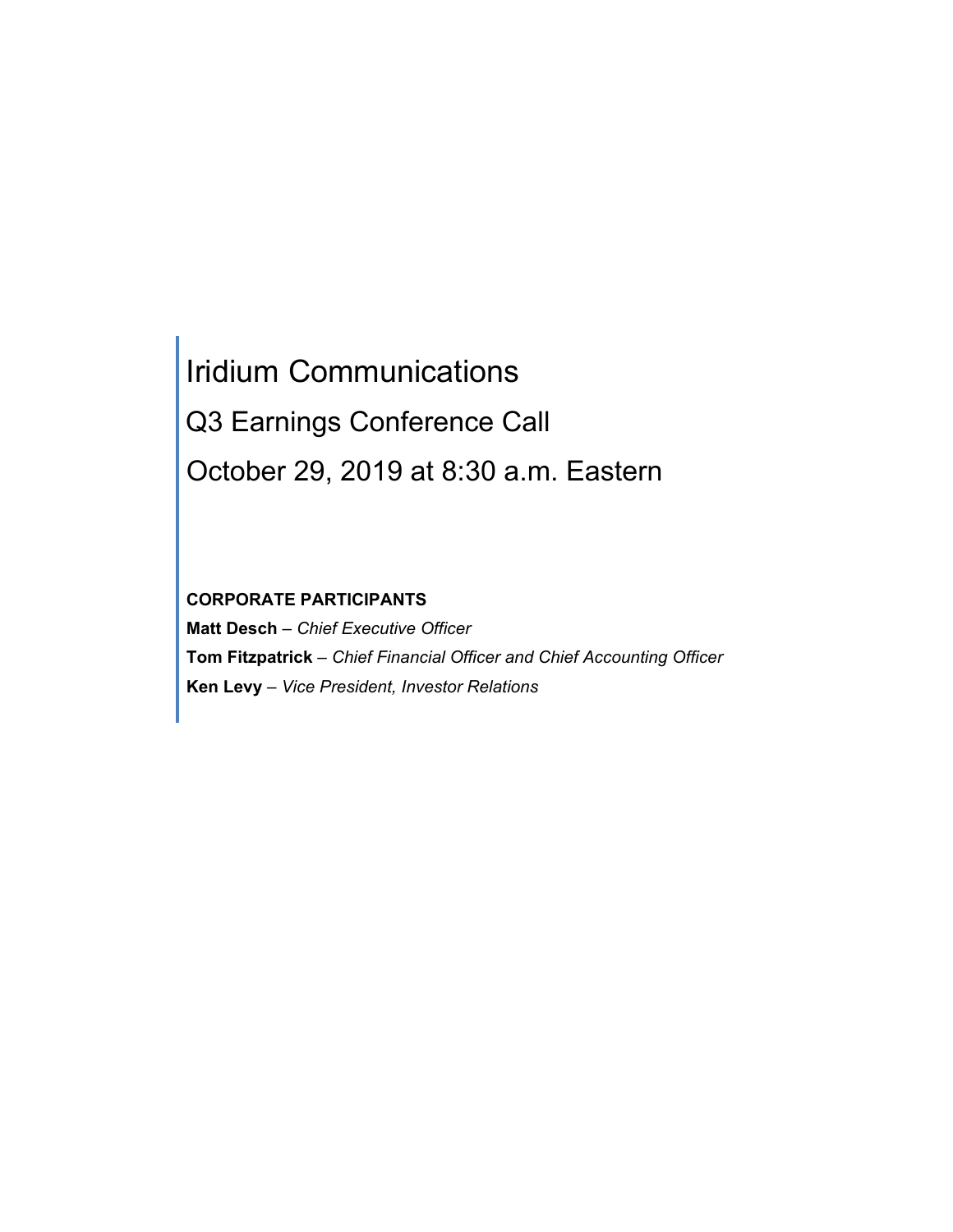# Iridium Communications

## Q3 Earnings Conference Call

## October 29, 2019 at 8:30 a.m. Eastern

**CORPORATE PARTICIPANTS**

**Matt Desch** – *Chief Executive Officer*

**Tom Fitzpatrick** – *Chief Financial Officer and Chief Accounting Officer*

**Ken Levy** – *Vice President, Investor Relations*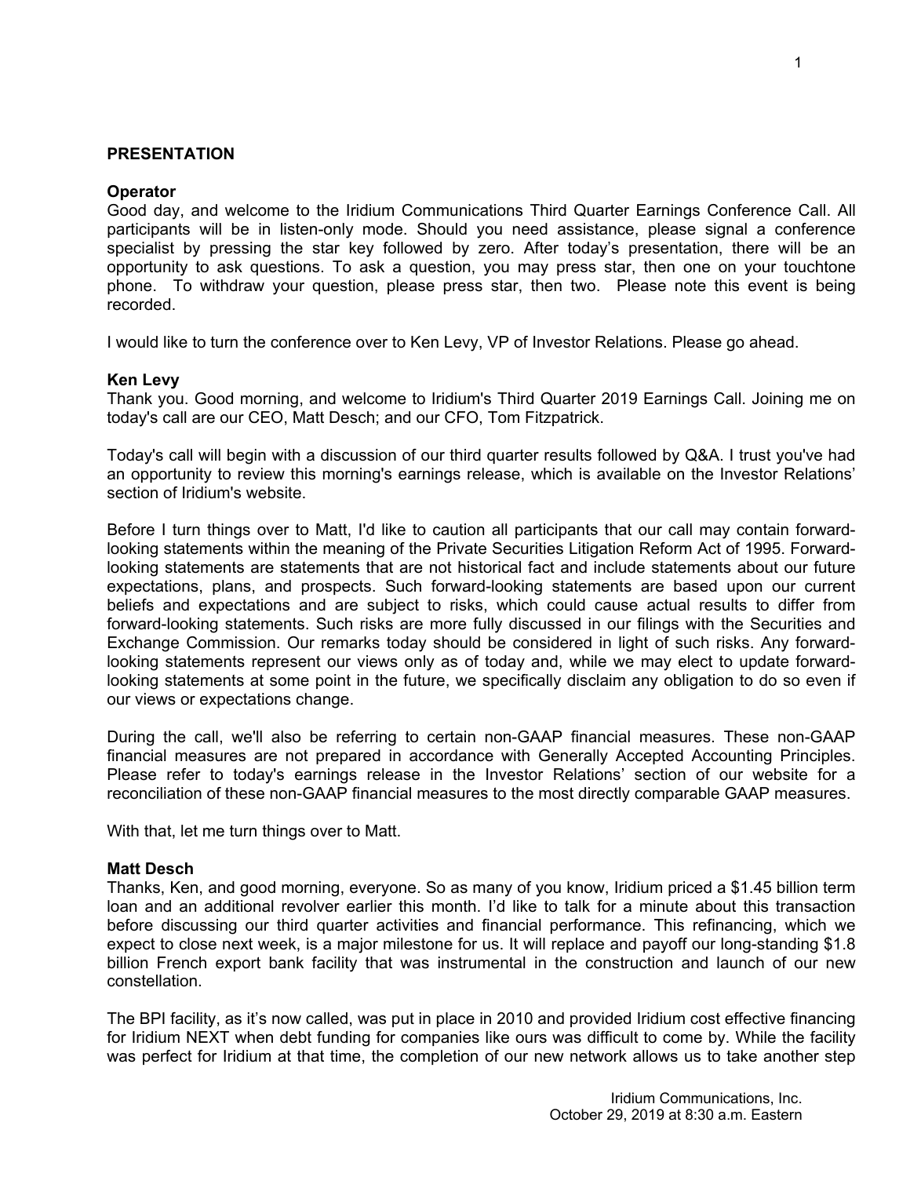## PRESENTATION

### Operator

Good day, and welcome to the Iridium Communications Third Quarter Earnings Conference Call. All participants will be in listen-only mode. Should you need assistance, please signal a conference specialist by pressing the star key followed by zero. After today's presentation, there will be an opportunity to ask questions. To ask a question, you may press star, then one on your touchtone phone. To withdraw your question, please press star, then two. Please note this event is being recorded.

I would like to turn the conference over to Ken Levy, VP of Investor Relations. Please go ahead.

### Ken Levy

Thank you. Good morning, and welcome to Iridium's Third Quarter 2019 Earnings Call. Joining me on today's call are our CEO, Matt Desch; and our CFO, Tom Fitzpatrick.

Today's call will begin with a discussion of our third quarter results followed by Q&A. I trust you've had an opportunity to review this morning's earnings release, which is available on the Investor Relations' section of Iridium's website.

Before I turn things over to Matt, I'd like to caution all participants that our call may contain forward-looking statements within the meaning of the Private Securities Litigation Reform Act of 1995. Forward-looking statements are statements that are not historical fact and include statements about our future expectations, plans, and prospects. Such forward-looking statements are based upon our current beliefs and expectations and are subject to risks, which could cause actual results to differ from forward-looking statements. Such risks are more fully discussed in our filings with the Securities and Exchange Commission. Our remarks today should be considered in light of such risks. Any forward-looking statements represent our views only as of today and, while we may elect to update forward-looking statements at some point in the future, we specifically disclaim any obligation to do so even if our views or expectations change.

During the call, we'll also be referring to certain non-GAAP financial measures. These non-GAAP financial measures are not prepared in accordance with Generally Accepted Accounting Principles. Please refer to today's earnings release in the Investor Relations' section of our website for a reconciliation of these non-GAAP financial measures to the most directly comparable GAAP measures.

With that, let me turn things over to Matt.

### Matt Desch

Thanks, Ken, and good morning, everyone. So as many of you know, Iridium priced a $1.45 billion term loan and an additional revolver earlier this month. I'd like to talk for a minute about this transaction before discussing our third quarter activities and financial performance. This refinancing, which we expect to close next week, is a major milestone for us. It will replace and payoff our long-standing $1.8 billion French export bank facility that was instrumental in the construction and launch of our new constellation.

The BPI facility, as it's now called, was put in place in 2010 and provided Iridium cost effective financing for Iridium NEXT when debt funding for companies like ours was difficult to come by. While the facility was perfect for Iridium at that time, the completion of our new network allows us to take another step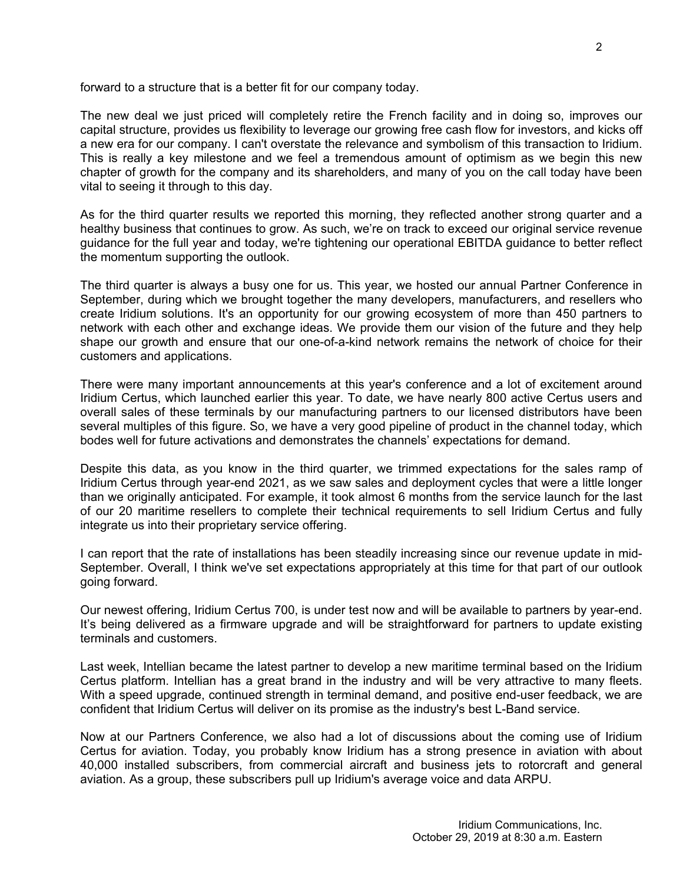forward to a structure that is a better fit for our company today.

The new deal we just priced will completely retire the French facility and in doing so, improves our capital structure, provides us flexibility to leverage our growing free cash flow for investors, and kicks off a new era for our company. I can't overstate the relevance and symbolism of this transaction to Iridium. This is really a key milestone and we feel a tremendous amount of optimism as we begin this new chapter of growth for the company and its shareholders, and many of you on the call today have been vital to seeing it through to this day.

As for the third quarter results we reported this morning, they reflected another strong quarter and a healthy business that continues to grow. As such, we're on track to exceed our original service revenue guidance for the full year and today, we're tightening our operational EBITDA guidance to better reflect the momentum supporting the outlook.

The third quarter is always a busy one for us. This year, we hosted our annual Partner Conference in September, during which we brought together the many developers, manufacturers, and resellers who create Iridium solutions. It's an opportunity for our growing ecosystem of more than 450 partners to network with each other and exchange ideas. We provide them our vision of the future and they help shape our growth and ensure that our one-of-a-kind network remains the network of choice for their customers and applications.

There were many important announcements at this year's conference and a lot of excitement around Iridium Certus, which launched earlier this year. To date, we have nearly 800 active Certus users and overall sales of these terminals by our manufacturing partners to our licensed distributors have been several multiples of this figure. So, we have a very good pipeline of product in the channel today, which bodes well for future activations and demonstrates the channels' expectations for demand.

Despite this data, as you know in the third quarter, we trimmed expectations for the sales ramp of Iridium Certus through year-end 2021, as we saw sales and deployment cycles that were a little longer than we originally anticipated. For example, it took almost 6 months from the service launch for the last of our 20 maritime resellers to complete their technical requirements to sell Iridium Certus and fully integrate us into their proprietary service offering.

I can report that the rate of installations has been steadily increasing since our revenue update in mid-September. Overall, I think we've set expectations appropriately at this time for that part of our outlook going forward.

Our newest offering, Iridium Certus 700, is under test now and will be available to partners by year-end. It's being delivered as a firmware upgrade and will be straightforward for partners to update existing terminals and customers.

Last week, Intellian became the latest partner to develop a new maritime terminal based on the Iridium Certus platform. Intellian has a great brand in the industry and will be very attractive to many fleets. With a speed upgrade, continued strength in terminal demand, and positive end-user feedback, we are confident that Iridium Certus will deliver on its promise as the industry's best L-Band service.

Now at our Partners Conference, we also had a lot of discussions about the coming use of Iridium Certus for aviation. Today, you probably know Iridium has a strong presence in aviation with about 40,000 installed subscribers, from commercial aircraft and business jets to rotorcraft and general aviation. As a group, these subscribers pull up Iridium's average voice and data ARPU.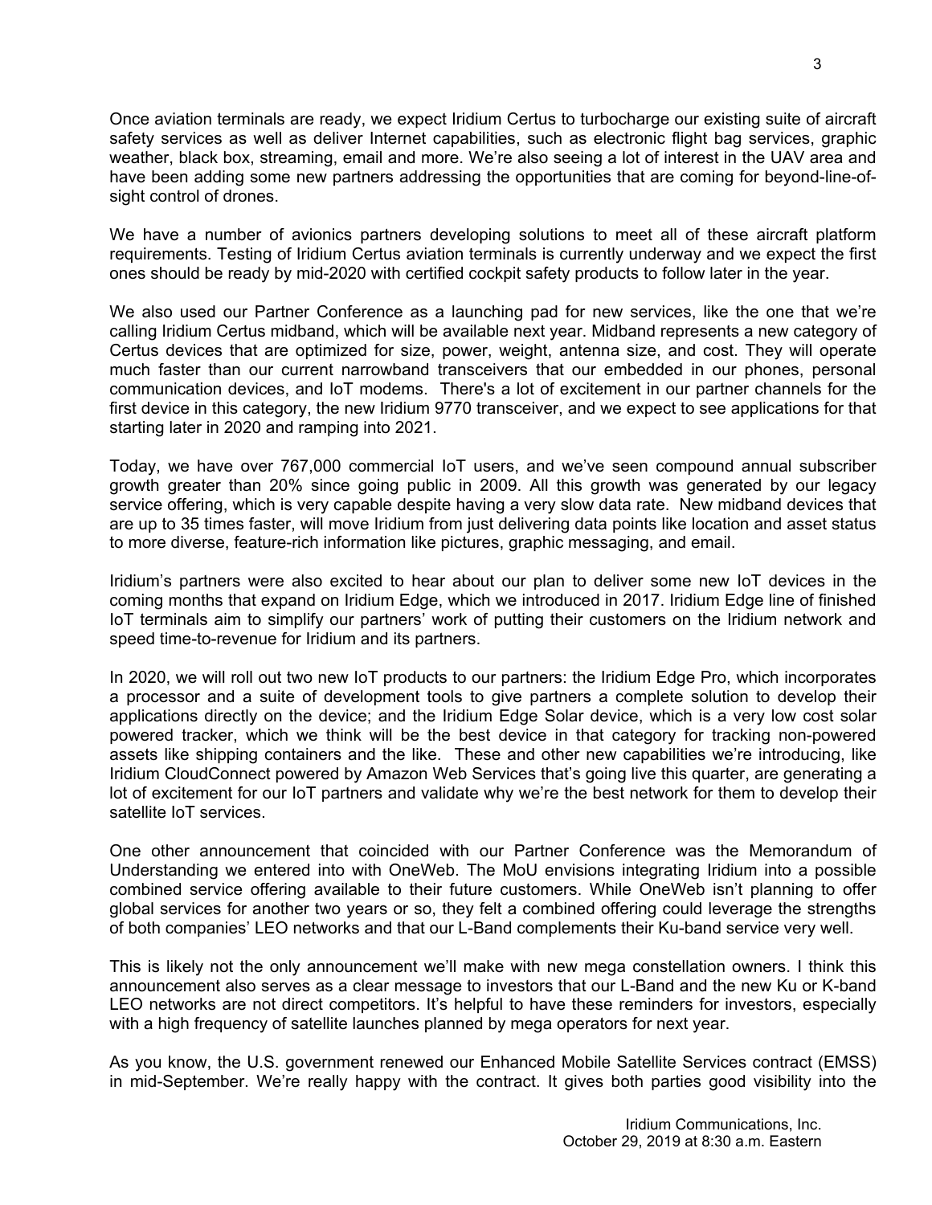Once aviation terminals are ready, we expect Iridium Certus to turbocharge our existing suite of aircraft safety services as well as deliver Internet capabilities, such as electronic flight bag services, graphic weather, black box, streaming, email and more. We're also seeing a lot of interest in the UAV area and have been adding some new partners addressing the opportunities that are coming for beyond-line-of-sight control of drones.

We have a number of avionics partners developing solutions to meet all of these aircraft platform requirements. Testing of Iridium Certus aviation terminals is currently underway and we expect the first ones should be ready by mid-2020 with certified cockpit safety products to follow later in the year.

We also used our Partner Conference as a launching pad for new services, like the one that we're calling Iridium Certus midband, which will be available next year. Midband represents a new category of Certus devices that are optimized for size, power, weight, antenna size, and cost. They will operate much faster than our current narrowband transceivers that our embedded in our phones, personal communication devices, and IoT modems. There's a lot of excitement in our partner channels for the first device in this category, the new Iridium 9770 transceiver, and we expect to see applications for that starting later in 2020 and ramping into 2021.

Today, we have over 767,000 commercial IoT users, and we've seen compound annual subscriber growth greater than 20% since going public in 2009. All this growth was generated by our legacy service offering, which is very capable despite having a very slow data rate. New midband devices that are up to 35 times faster, will move Iridium from just delivering data points like location and asset status to more diverse, feature-rich information like pictures, graphic messaging, and email.

Iridium's partners were also excited to hear about our plan to deliver some new IoT devices in the coming months that expand on Iridium Edge, which we introduced in 2017. Iridium Edge line of finished IoT terminals aim to simplify our partners' work of putting their customers on the Iridium network and speed time-to-revenue for Iridium and its partners.

In 2020, we will roll out two new IoT products to our partners: the Iridium Edge Pro, which incorporates a processor and a suite of development tools to give partners a complete solution to develop their applications directly on the device; and the Iridium Edge Solar device, which is a very low cost solar powered tracker, which we think will be the best device in that category for tracking non-powered assets like shipping containers and the like. These and other new capabilities we're introducing, like Iridium CloudConnect powered by Amazon Web Services that's going live this quarter, are generating a lot of excitement for our IoT partners and validate why we're the best network for them to develop their satellite IoT services.

One other announcement that coincided with our Partner Conference was the Memorandum of Understanding we entered into with OneWeb. The MoU envisions integrating Iridium into a possible combined service offering available to their future customers. While OneWeb isn't planning to offer global services for another two years or so, they felt a combined offering could leverage the strengths of both companies' LEO networks and that our L-Band complements their Ku-band service very well.

This is likely not the only announcement we'll make with new mega constellation owners. I think this announcement also serves as a clear message to investors that our L-Band and the new Ku or K-band LEO networks are not direct competitors. It's helpful to have these reminders for investors, especially with a high frequency of satellite launches planned by mega operators for next year.

As you know, the U.S. government renewed our Enhanced Mobile Satellite Services contract (EMSS) in mid-September. We're really happy with the contract. It gives both parties good visibility into the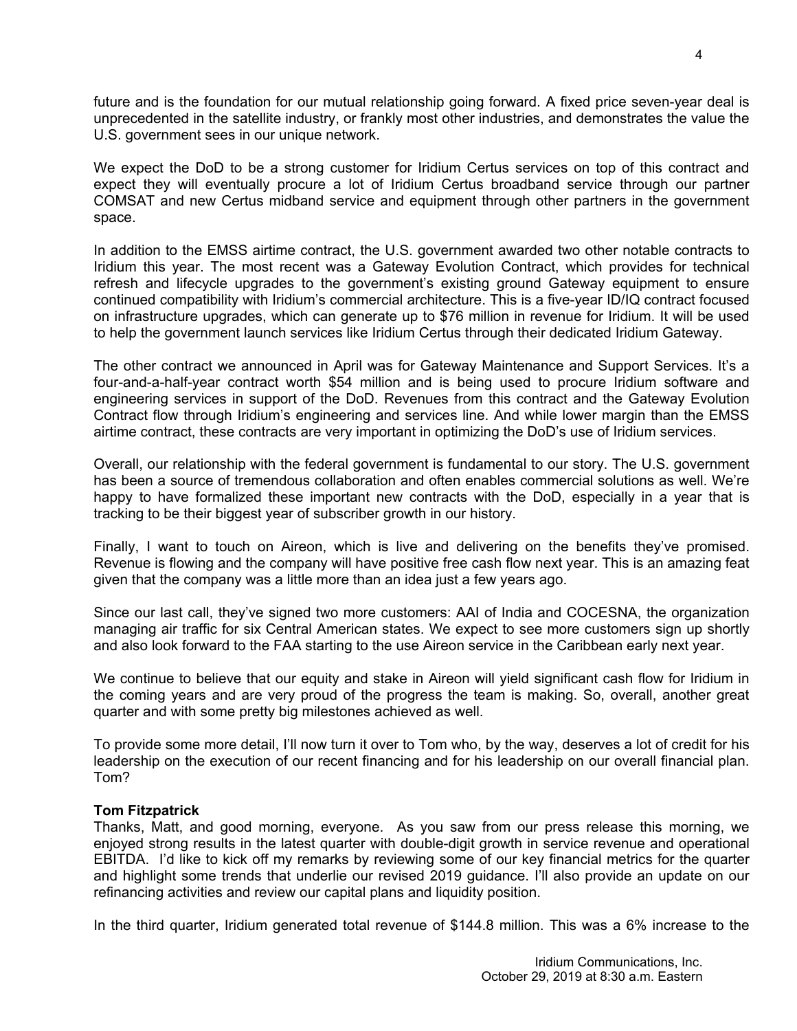future and is the foundation for our mutual relationship going forward. A fixed price seven-year deal is unprecedented in the satellite industry, or frankly most other industries, and demonstrates the value the U.S. government sees in our unique network.

We expect the DoD to be a strong customer for Iridium Certus services on top of this contract and expect they will eventually procure a lot of Iridium Certus broadband service through our partner COMSAT and new Certus midband service and equipment through other partners in the government space.

In addition to the EMSS airtime contract, the U.S. government awarded two other notable contracts to Iridium this year. The most recent was a Gateway Evolution Contract, which provides for technical refresh and lifecycle upgrades to the government's existing ground Gateway equipment to ensure continued compatibility with Iridium's commercial architecture. This is a five-year ID/IQ contract focused on infrastructure upgrades, which can generate up to $76 million in revenue for Iridium. It will be used to help the government launch services like Iridium Certus through their dedicated Iridium Gateway.

The other contract we announced in April was for Gateway Maintenance and Support Services. It's a four-and-a-half-year contract worth $54 million and is being used to procure Iridium software and engineering services in support of the DoD. Revenues from this contract and the Gateway Evolution Contract flow through Iridium's engineering and services line. And while lower margin than the EMSS airtime contract, these contracts are very important in optimizing the DoD's use of Iridium services.

Overall, our relationship with the federal government is fundamental to our story. The U.S. government has been a source of tremendous collaboration and often enables commercial solutions as well. We're happy to have formalized these important new contracts with the DoD, especially in a year that is tracking to be their biggest year of subscriber growth in our history.

Finally, I want to touch on Aireon, which is live and delivering on the benefits they've promised. Revenue is flowing and the company will have positive free cash flow next year. This is an amazing feat given that the company was a little more than an idea just a few years ago.

Since our last call, they've signed two more customers: AAI of India and COCESNA, the organization managing air traffic for six Central American states. We expect to see more customers sign up shortly and also look forward to the FAA starting to the use Aireon service in the Caribbean early next year.

We continue to believe that our equity and stake in Aireon will yield significant cash flow for Iridium in the coming years and are very proud of the progress the team is making. So, overall, another great quarter and with some pretty big milestones achieved as well.

To provide some more detail, I'll now turn it over to Tom who, by the way, deserves a lot of credit for his leadership on the execution of our recent financing and for his leadership on our overall financial plan. Tom?

**Tom Fitzpatrick**
Thanks, Matt, and good morning, everyone. As you saw from our press release this morning, we enjoyed strong results in the latest quarter with double-digit growth in service revenue and operational EBITDA. I'd like to kick off my remarks by reviewing some of our key financial metrics for the quarter and highlight some trends that underlie our revised 2019 guidance. I'll also provide an update on our refinancing activities and review our capital plans and liquidity position.

In the third quarter, Iridium generated total revenue of $144.8 million. This was a 6% increase to the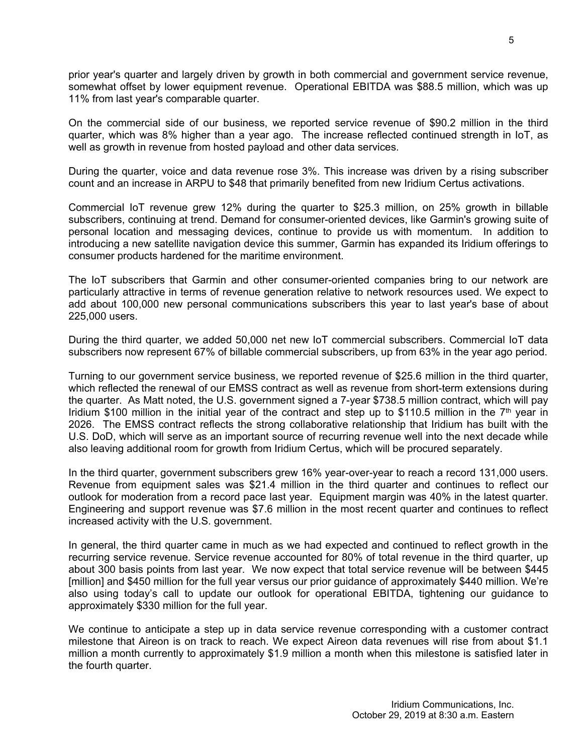prior year's quarter and largely driven by growth in both commercial and government service revenue, somewhat offset by lower equipment revenue. Operational EBITDA was $88.5 million, which was up 11% from last year's comparable quarter.

On the commercial side of our business, we reported service revenue of $90.2 million in the third quarter, which was 8% higher than a year ago. The increase reflected continued strength in IoT, as well as growth in revenue from hosted payload and other data services.

During the quarter, voice and data revenue rose 3%. This increase was driven by a rising subscriber count and an increase in ARPU to $48 that primarily benefited from new Iridium Certus activations.

Commercial IoT revenue grew 12% during the quarter to $25.3 million, on 25% growth in billable subscribers, continuing at trend. Demand for consumer-oriented devices, like Garmin's growing suite of personal location and messaging devices, continue to provide us with momentum. In addition to introducing a new satellite navigation device this summer, Garmin has expanded its Iridium offerings to consumer products hardened for the maritime environment.

The IoT subscribers that Garmin and other consumer-oriented companies bring to our network are particularly attractive in terms of revenue generation relative to network resources used. We expect to add about 100,000 new personal communications subscribers this year to last year's base of about 225,000 users.

During the third quarter, we added 50,000 net new IoT commercial subscribers. Commercial IoT data subscribers now represent 67% of billable commercial subscribers, up from 63% in the year ago period.

Turning to our government service business, we reported revenue of $25.6 million in the third quarter, which reflected the renewal of our EMSS contract as well as revenue from short-term extensions during the quarter. As Matt noted, the U.S. government signed a 7-year $738.5 million contract, which will pay Iridium $100 million in the initial year of the contract and step up to $110.5 million in the 7th year in 2026. The EMSS contract reflects the strong collaborative relationship that Iridium has built with the U.S. DoD, which will serve as an important source of recurring revenue well into the next decade while also leaving additional room for growth from Iridium Certus, which will be procured separately.

In the third quarter, government subscribers grew 16% year-over-year to reach a record 131,000 users. Revenue from equipment sales was $21.4 million in the third quarter and continues to reflect our outlook for moderation from a record pace last year. Equipment margin was 40% in the latest quarter. Engineering and support revenue was $7.6 million in the most recent quarter and continues to reflect increased activity with the U.S. government.

In general, the third quarter came in much as we had expected and continued to reflect growth in the recurring service revenue. Service revenue accounted for 80% of total revenue in the third quarter, up about 300 basis points from last year. We now expect that total service revenue will be between $445 [million] and $450 million for the full year versus our prior guidance of approximately $440 million. We're also using today's call to update our outlook for operational EBITDA, tightening our guidance to approximately $330 million for the full year.

We continue to anticipate a step up in data service revenue corresponding with a customer contract milestone that Aireon is on track to reach. We expect Aireon data revenues will rise from about $1.1 million a month currently to approximately $1.9 million a month when this milestone is satisfied later in the fourth quarter.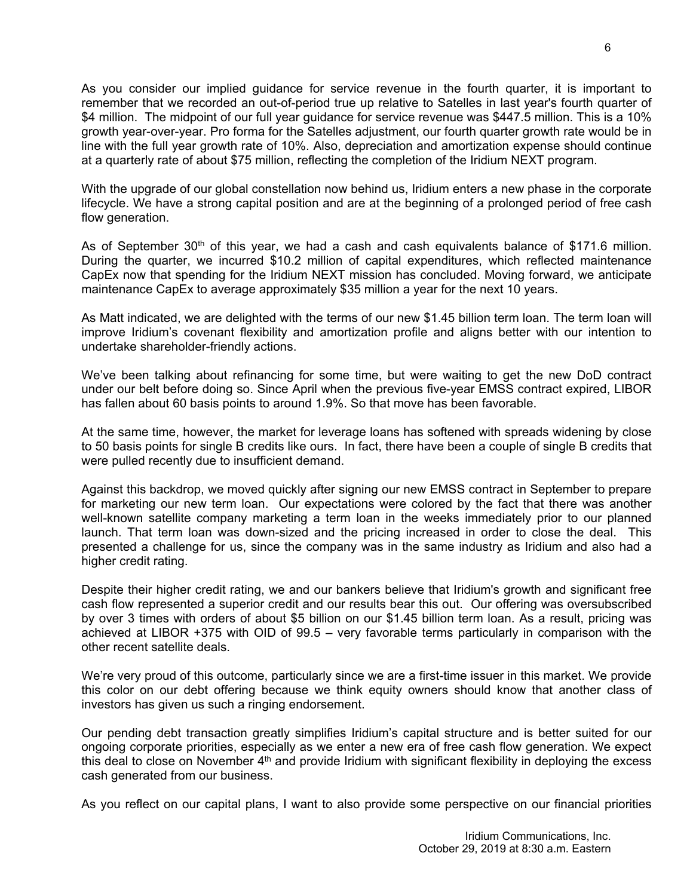As you consider our implied guidance for service revenue in the fourth quarter, it is important to remember that we recorded an out-of-period true up relative to Satelles in last year's fourth quarter of $4 million. The midpoint of our full year guidance for service revenue was $447.5 million. This is a 10% growth year-over-year. Pro forma for the Satelles adjustment, our fourth quarter growth rate would be in line with the full year growth rate of 10%. Also, depreciation and amortization expense should continue at a quarterly rate of about $75 million, reflecting the completion of the Iridium NEXT program.

With the upgrade of our global constellation now behind us, Iridium enters a new phase in the corporate lifecycle. We have a strong capital position and are at the beginning of a prolonged period of free cash flow generation.

As of September 30th of this year, we had a cash and cash equivalents balance of $171.6 million. During the quarter, we incurred $10.2 million of capital expenditures, which reflected maintenance CapEx now that spending for the Iridium NEXT mission has concluded. Moving forward, we anticipate maintenance CapEx to average approximately $35 million a year for the next 10 years.

As Matt indicated, we are delighted with the terms of our new $1.45 billion term loan. The term loan will improve Iridium's covenant flexibility and amortization profile and aligns better with our intention to undertake shareholder-friendly actions.

We've been talking about refinancing for some time, but were waiting to get the new DoD contract under our belt before doing so. Since April when the previous five-year EMSS contract expired, LIBOR has fallen about 60 basis points to around 1.9%. So that move has been favorable.

At the same time, however, the market for leverage loans has softened with spreads widening by close to 50 basis points for single B credits like ours. In fact, there have been a couple of single B credits that were pulled recently due to insufficient demand.

Against this backdrop, we moved quickly after signing our new EMSS contract in September to prepare for marketing our new term loan. Our expectations were colored by the fact that there was another well-known satellite company marketing a term loan in the weeks immediately prior to our planned launch. That term loan was down-sized and the pricing increased in order to close the deal. This presented a challenge for us, since the company was in the same industry as Iridium and also had a higher credit rating.

Despite their higher credit rating, we and our bankers believe that Iridium's growth and significant free cash flow represented a superior credit and our results bear this out. Our offering was oversubscribed by over 3 times with orders of about $5 billion on our $1.45 billion term loan. As a result, pricing was achieved at LIBOR +375 with OID of 99.5 – very favorable terms particularly in comparison with the other recent satellite deals.

We're very proud of this outcome, particularly since we are a first-time issuer in this market. We provide this color on our debt offering because we think equity owners should know that another class of investors has given us such a ringing endorsement.

Our pending debt transaction greatly simplifies Iridium's capital structure and is better suited for our ongoing corporate priorities, especially as we enter a new era of free cash flow generation. We expect this deal to close on November 4th and provide Iridium with significant flexibility in deploying the excess cash generated from our business.

As you reflect on our capital plans, I want to also provide some perspective on our financial priorities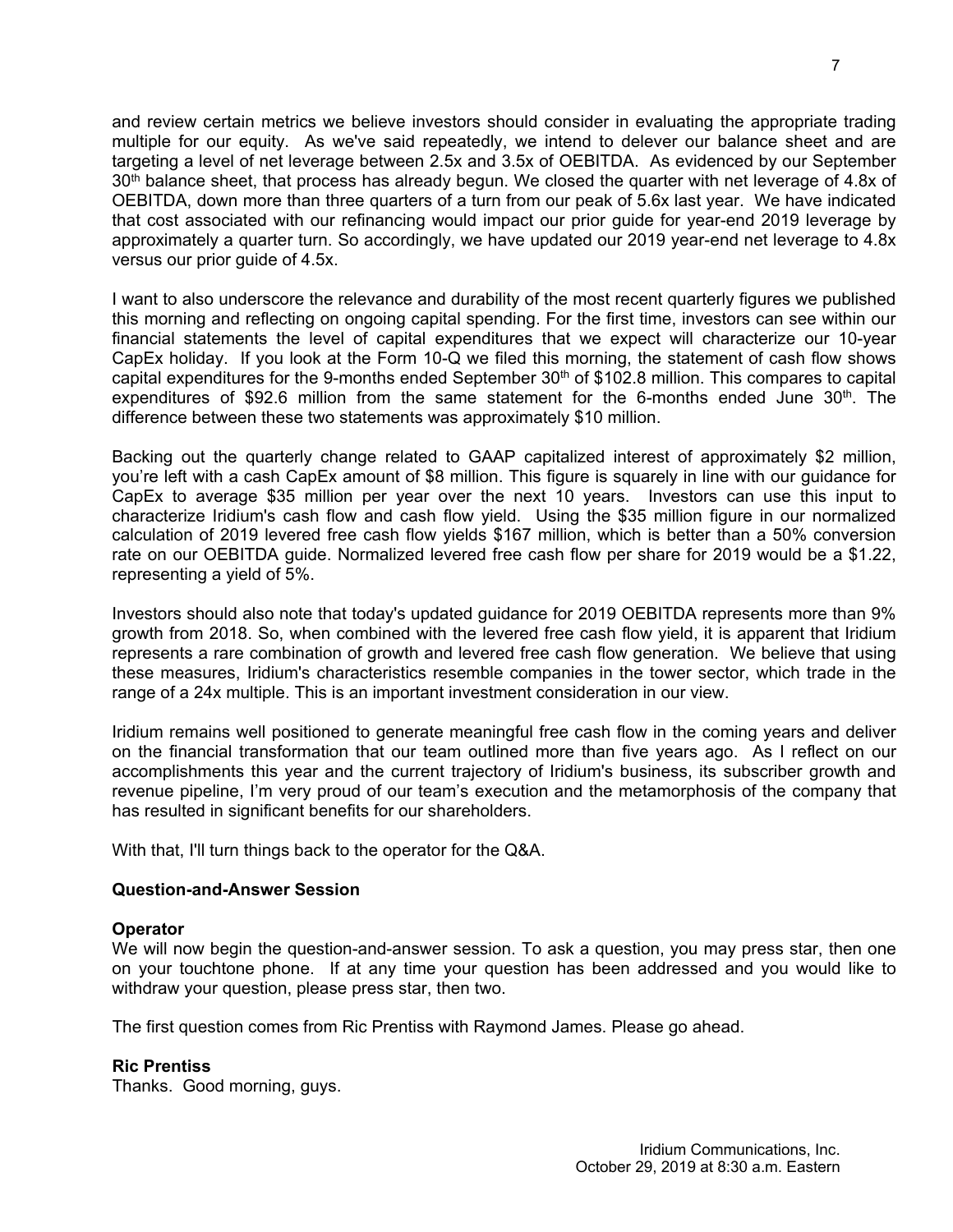and review certain metrics we believe investors should consider in evaluating the appropriate trading multiple for our equity. As we've said repeatedly, we intend to delever our balance sheet and are targeting a level of net leverage between 2.5x and 3.5x of OEBITDA. As evidenced by our September 30th balance sheet, that process has already begun. We closed the quarter with net leverage of 4.8x of OEBITDA, down more than three quarters of a turn from our peak of 5.6x last year. We have indicated that cost associated with our refinancing would impact our prior guide for year-end 2019 leverage by approximately a quarter turn. So accordingly, we have updated our 2019 year-end net leverage to 4.8x versus our prior guide of 4.5x.

I want to also underscore the relevance and durability of the most recent quarterly figures we published this morning and reflecting on ongoing capital spending. For the first time, investors can see within our financial statements the level of capital expenditures that we expect will characterize our 10-year CapEx holiday. If you look at the Form 10-Q we filed this morning, the statement of cash flow shows capital expenditures for the 9-months ended September 30th of $102.8 million. This compares to capital expenditures of $92.6 million from the same statement for the 6-months ended June 30th. The difference between these two statements was approximately $10 million.

Backing out the quarterly change related to GAAP capitalized interest of approximately $2 million, you're left with a cash CapEx amount of $8 million. This figure is squarely in line with our guidance for CapEx to average $35 million per year over the next 10 years. Investors can use this input to characterize Iridium's cash flow and cash flow yield. Using the $35 million figure in our normalized calculation of 2019 levered free cash flow yields $167 million, which is better than a 50% conversion rate on our OEBITDA guide. Normalized levered free cash flow per share for 2019 would be a $1.22, representing a yield of 5%.

Investors should also note that today's updated guidance for 2019 OEBITDA represents more than 9% growth from 2018. So, when combined with the levered free cash flow yield, it is apparent that Iridium represents a rare combination of growth and levered free cash flow generation. We believe that using these measures, Iridium's characteristics resemble companies in the tower sector, which trade in the range of a 24x multiple. This is an important investment consideration in our view.

Iridium remains well positioned to generate meaningful free cash flow in the coming years and deliver on the financial transformation that our team outlined more than five years ago. As I reflect on our accomplishments this year and the current trajectory of Iridium's business, its subscriber growth and revenue pipeline, I'm very proud of our team's execution and the metamorphosis of the company that has resulted in significant benefits for our shareholders.

With that, I'll turn things back to the operator for the Q&A.

**Question-and-Answer Session**

**Operator**
We will now begin the question-and-answer session. To ask a question, you may press star, then one on your touchtone phone. If at any time your question has been addressed and you would like to withdraw your question, please press star, then two.

The first question comes from Ric Prentiss with Raymond James. Please go ahead.

**Ric Prentiss**
Thanks. Good morning, guys.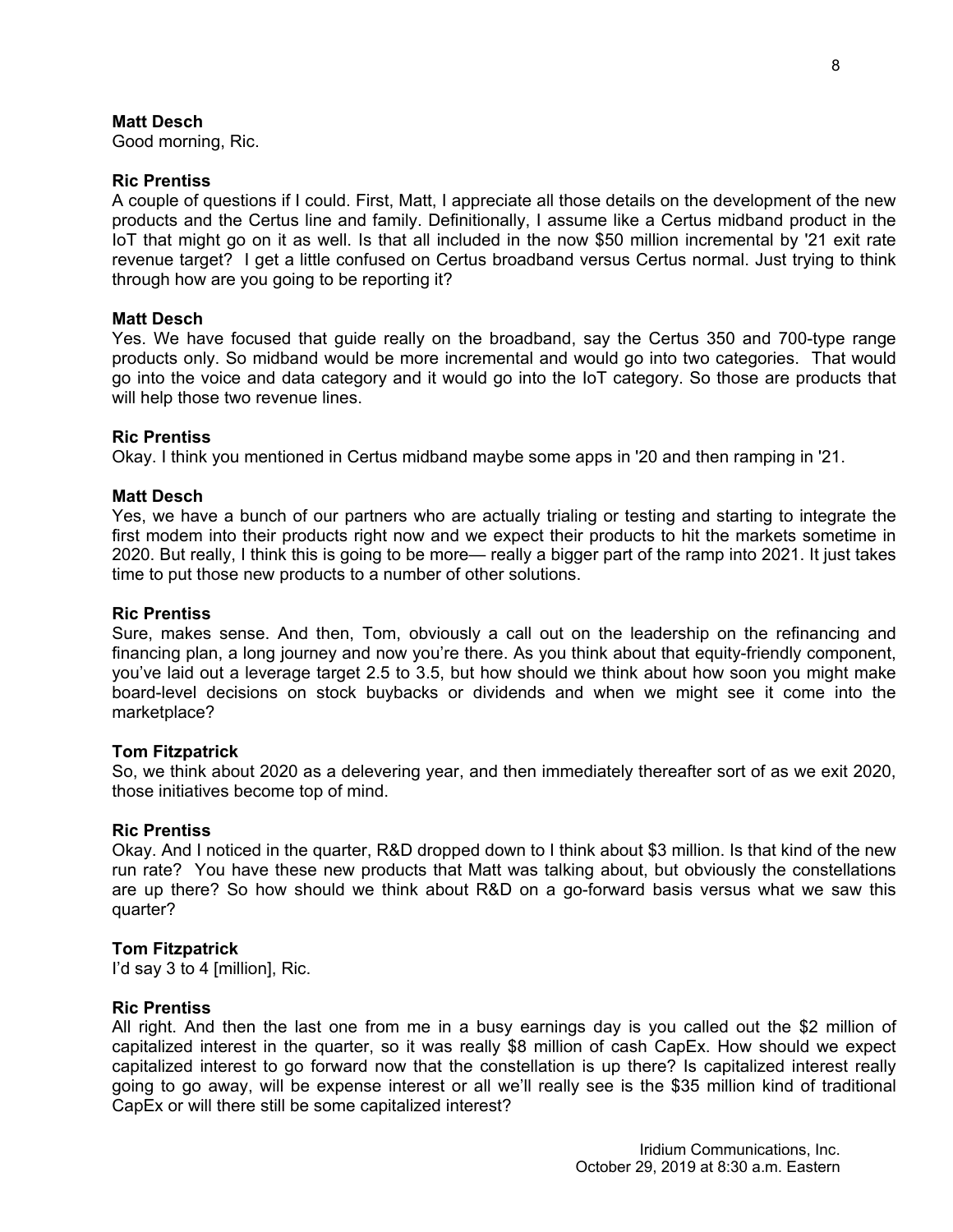**Matt Desch**
Good morning, Ric.

**Ric Prentiss**
A couple of questions if I could. First, Matt, I appreciate all those details on the development of the new products and the Certus line and family. Definitionally, I assume like a Certus midband product in the IoT that might go on it as well. Is that all included in the now $50 million incremental by '21 exit rate revenue target? I get a little confused on Certus broadband versus Certus normal. Just trying to think through how are you going to be reporting it?

**Matt Desch**
Yes. We have focused that guide really on the broadband, say the Certus 350 and 700-type range products only. So midband would be more incremental and would go into two categories. That would go into the voice and data category and it would go into the IoT category. So those are products that will help those two revenue lines.

**Ric Prentiss**
Okay. I think you mentioned in Certus midband maybe some apps in '20 and then ramping in '21.

**Matt Desch**
Yes, we have a bunch of our partners who are actually trialing or testing and starting to integrate the first modem into their products right now and we expect their products to hit the markets sometime in 2020. But really, I think this is going to be more— really a bigger part of the ramp into 2021. It just takes time to put those new products to a number of other solutions.

**Ric Prentiss**
Sure, makes sense. And then, Tom, obviously a call out on the leadership on the refinancing and financing plan, a long journey and now you're there. As you think about that equity-friendly component, you've laid out a leverage target 2.5 to 3.5, but how should we think about how soon you might make board-level decisions on stock buybacks or dividends and when we might see it come into the marketplace?

**Tom Fitzpatrick**
So, we think about 2020 as a delevering year, and then immediately thereafter sort of as we exit 2020, those initiatives become top of mind.

**Ric Prentiss**
Okay. And I noticed in the quarter, R&D dropped down to I think about $3 million. Is that kind of the new run rate? You have these new products that Matt was talking about, but obviously the constellations are up there? So how should we think about R&D on a go-forward basis versus what we saw this quarter?

**Tom Fitzpatrick**
I'd say 3 to 4 [million], Ric.

**Ric Prentiss**
All right. And then the last one from me in a busy earnings day is you called out the $2 million of capitalized interest in the quarter, so it was really $8 million of cash CapEx. How should we expect capitalized interest to go forward now that the constellation is up there? Is capitalized interest really going to go away, will be expense interest or all we'll really see is the $35 million kind of traditional CapEx or will there still be some capitalized interest?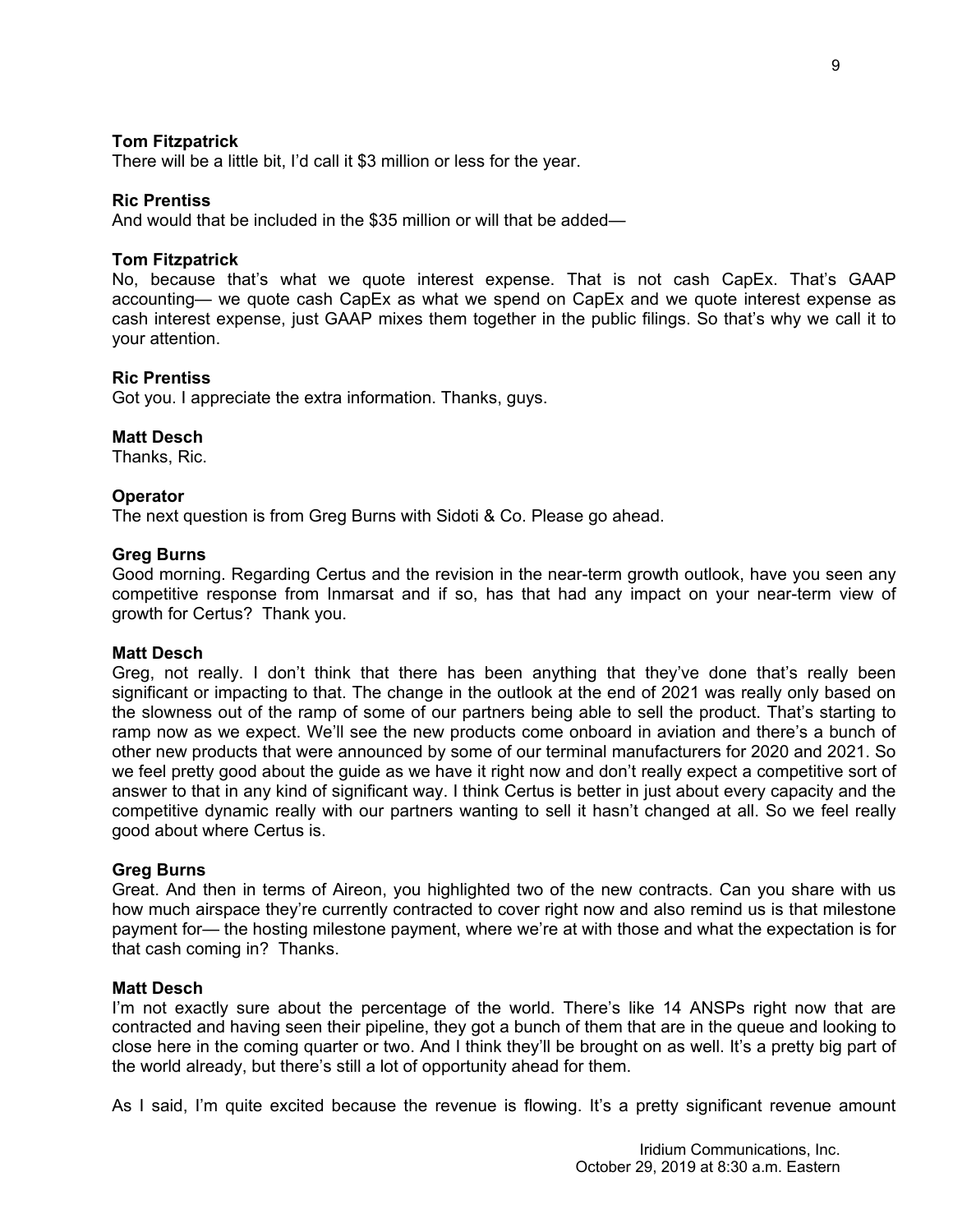**Tom Fitzpatrick**
There will be a little bit, I'd call it $3 million or less for the year.

**Ric Prentiss**
And would that be included in the $35 million or will that be added—

**Tom Fitzpatrick**
No, because that's what we quote interest expense. That is not cash CapEx. That's GAAP accounting— we quote cash CapEx as what we spend on CapEx and we quote interest expense as cash interest expense, just GAAP mixes them together in the public filings. So that's why we call it to your attention.

**Ric Prentiss**
Got you. I appreciate the extra information. Thanks, guys.

**Matt Desch**
Thanks, Ric.

**Operator**
The next question is from Greg Burns with Sidoti & Co. Please go ahead.

**Greg Burns**
Good morning. Regarding Certus and the revision in the near-term growth outlook, have you seen any competitive response from Inmarsat and if so, has that had any impact on your near-term view of growth for Certus? Thank you.

**Matt Desch**
Greg, not really. I don't think that there has been anything that they've done that's really been significant or impacting to that. The change in the outlook at the end of 2021 was really only based on the slowness out of the ramp of some of our partners being able to sell the product. That's starting to ramp now as we expect. We'll see the new products come onboard in aviation and there's a bunch of other new products that were announced by some of our terminal manufacturers for 2020 and 2021. So we feel pretty good about the guide as we have it right now and don't really expect a competitive sort of answer to that in any kind of significant way. I think Certus is better in just about every capacity and the competitive dynamic really with our partners wanting to sell it hasn't changed at all. So we feel really good about where Certus is.

**Greg Burns**
Great. And then in terms of Aireon, you highlighted two of the new contracts. Can you share with us how much airspace they're currently contracted to cover right now and also remind us is that milestone payment for— the hosting milestone payment, where we're at with those and what the expectation is for that cash coming in? Thanks.

**Matt Desch**
I'm not exactly sure about the percentage of the world. There's like 14 ANSPs right now that are contracted and having seen their pipeline, they got a bunch of them that are in the queue and looking to close here in the coming quarter or two. And I think they'll be brought on as well. It's a pretty big part of the world already, but there's still a lot of opportunity ahead for them.

As I said, I'm quite excited because the revenue is flowing. It's a pretty significant revenue amount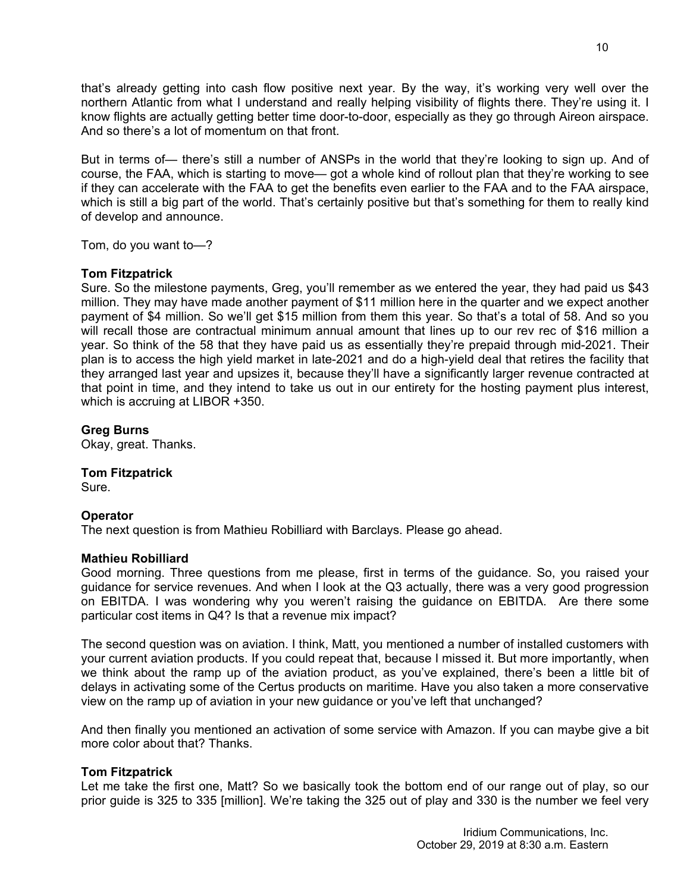that's already getting into cash flow positive next year. By the way, it's working very well over the northern Atlantic from what I understand and really helping visibility of flights there. They're using it. I know flights are actually getting better time door-to-door, especially as they go through Aireon airspace. And so there's a lot of momentum on that front.

But in terms of— there's still a number of ANSPs in the world that they're looking to sign up. And of course, the FAA, which is starting to move— got a whole kind of rollout plan that they're working to see if they can accelerate with the FAA to get the benefits even earlier to the FAA and to the FAA airspace, which is still a big part of the world. That's certainly positive but that's something for them to really kind of develop and announce.

Tom, do you want to—?

**Tom Fitzpatrick**
Sure. So the milestone payments, Greg, you'll remember as we entered the year, they had paid us $43 million. They may have made another payment of $11 million here in the quarter and we expect another payment of $4 million. So we'll get $15 million from them this year. So that's a total of 58. And so you will recall those are contractual minimum annual amount that lines up to our rev rec of $16 million a year. So think of the 58 that they have paid us as essentially they're prepaid through mid-2021. Their plan is to access the high yield market in late-2021 and do a high-yield deal that retires the facility that they arranged last year and upsizes it, because they'll have a significantly larger revenue contracted at that point in time, and they intend to take us out in our entirety for the hosting payment plus interest, which is accruing at LIBOR +350.

**Greg Burns**
Okay, great. Thanks.

**Tom Fitzpatrick**
Sure.

**Operator**
The next question is from Mathieu Robilliard with Barclays. Please go ahead.

**Mathieu Robilliard**
Good morning. Three questions from me please, first in terms of the guidance. So, you raised your guidance for service revenues. And when I look at the Q3 actually, there was a very good progression on EBITDA. I was wondering why you weren't raising the guidance on EBITDA. Are there some particular cost items in Q4? Is that a revenue mix impact?

The second question was on aviation. I think, Matt, you mentioned a number of installed customers with your current aviation products. If you could repeat that, because I missed it. But more importantly, when we think about the ramp up of the aviation product, as you've explained, there's been a little bit of delays in activating some of the Certus products on maritime. Have you also taken a more conservative view on the ramp up of aviation in your new guidance or you've left that unchanged?

And then finally you mentioned an activation of some service with Amazon. If you can maybe give a bit more color about that? Thanks.

**Tom Fitzpatrick**
Let me take the first one, Matt? So we basically took the bottom end of our range out of play, so our prior guide is 325 to 335 [million]. We're taking the 325 out of play and 330 is the number we feel very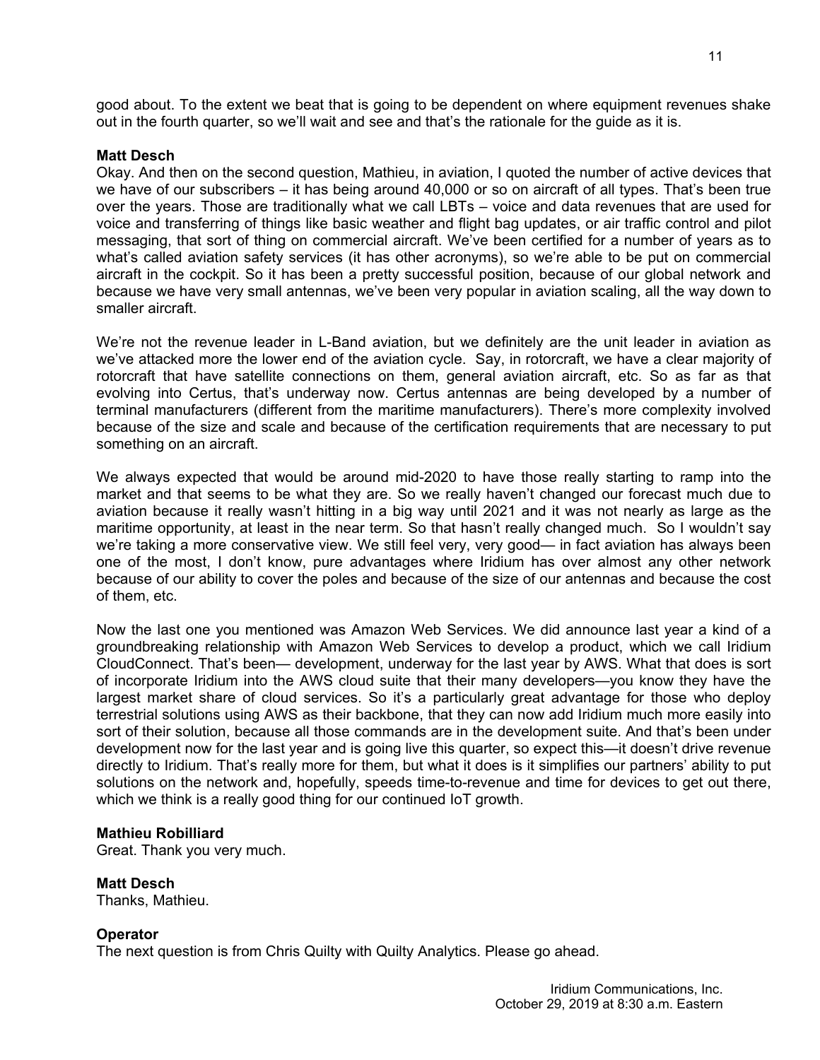good about. To the extent we beat that is going to be dependent on where equipment revenues shake out in the fourth quarter, so we'll wait and see and that's the rationale for the guide as it is.

**Matt Desch**
Okay. And then on the second question, Mathieu, in aviation, I quoted the number of active devices that we have of our subscribers – it has being around 40,000 or so on aircraft of all types. That's been true over the years. Those are traditionally what we call LBTs – voice and data revenues that are used for voice and transferring of things like basic weather and flight bag updates, or air traffic control and pilot messaging, that sort of thing on commercial aircraft. We've been certified for a number of years as to what's called aviation safety services (it has other acronyms), so we're able to be put on commercial aircraft in the cockpit. So it has been a pretty successful position, because of our global network and because we have very small antennas, we've been very popular in aviation scaling, all the way down to smaller aircraft.

We're not the revenue leader in L-Band aviation, but we definitely are the unit leader in aviation as we've attacked more the lower end of the aviation cycle. Say, in rotorcraft, we have a clear majority of rotorcraft that have satellite connections on them, general aviation aircraft, etc. So as far as that evolving into Certus, that's underway now. Certus antennas are being developed by a number of terminal manufacturers (different from the maritime manufacturers). There's more complexity involved because of the size and scale and because of the certification requirements that are necessary to put something on an aircraft.

We always expected that would be around mid-2020 to have those really starting to ramp into the market and that seems to be what they are. So we really haven't changed our forecast much due to aviation because it really wasn't hitting in a big way until 2021 and it was not nearly as large as the maritime opportunity, at least in the near term. So that hasn't really changed much. So I wouldn't say we're taking a more conservative view. We still feel very, very good— in fact aviation has always been one of the most, I don't know, pure advantages where Iridium has over almost any other network because of our ability to cover the poles and because of the size of our antennas and because the cost of them, etc.

Now the last one you mentioned was Amazon Web Services. We did announce last year a kind of a groundbreaking relationship with Amazon Web Services to develop a product, which we call Iridium CloudConnect. That's been— development, underway for the last year by AWS. What that does is sort of incorporate Iridium into the AWS cloud suite that their many developers—you know they have the largest market share of cloud services. So it's a particularly great advantage for those who deploy terrestrial solutions using AWS as their backbone, that they can now add Iridium much more easily into sort of their solution, because all those commands are in the development suite. And that's been under development now for the last year and is going live this quarter, so expect this—it doesn't drive revenue directly to Iridium. That's really more for them, but what it does is it simplifies our partners' ability to put solutions on the network and, hopefully, speeds time-to-revenue and time for devices to get out there, which we think is a really good thing for our continued IoT growth.

**Mathieu Robilliard**
Great. Thank you very much.

**Matt Desch**
Thanks, Mathieu.

**Operator**
The next question is from Chris Quilty with Quilty Analytics. Please go ahead.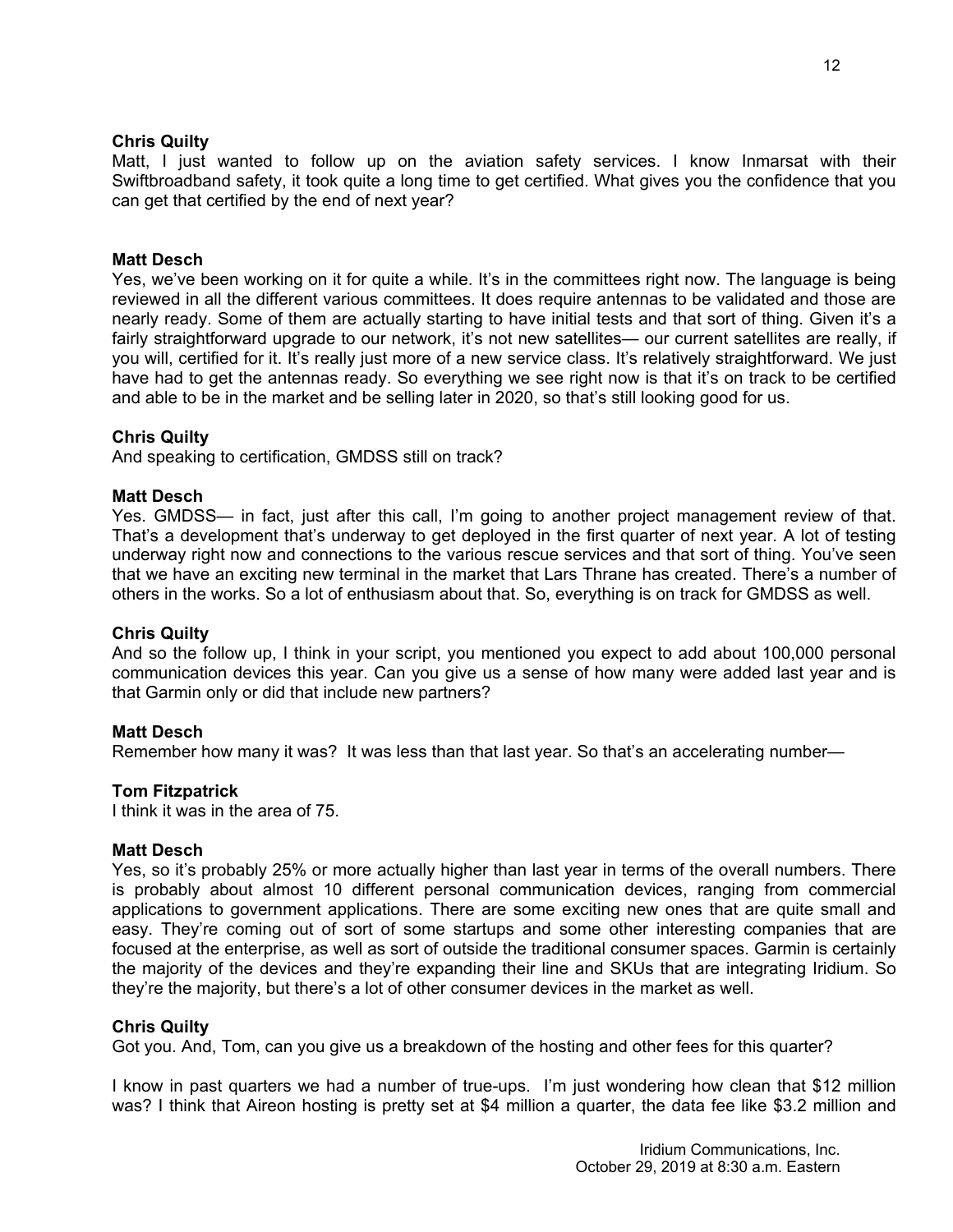**Chris Quilty**
Matt, I just wanted to follow up on the aviation safety services. I know Inmarsat with their Swiftbroadband safety, it took quite a long time to get certified. What gives you the confidence that you can get that certified by the end of next year?

**Matt Desch**
Yes, we've been working on it for quite a while. It's in the committees right now. The language is being reviewed in all the different various committees. It does require antennas to be validated and those are nearly ready. Some of them are actually starting to have initial tests and that sort of thing. Given it's a fairly straightforward upgrade to our network, it's not new satellites— our current satellites are really, if you will, certified for it. It's really just more of a new service class. It's relatively straightforward. We just have had to get the antennas ready. So everything we see right now is that it's on track to be certified and able to be in the market and be selling later in 2020, so that's still looking good for us.

**Chris Quilty**
And speaking to certification, GMDSS still on track?

**Matt Desch**
Yes. GMDSS— in fact, just after this call, I'm going to another project management review of that. That's a development that's underway to get deployed in the first quarter of next year. A lot of testing underway right now and connections to the various rescue services and that sort of thing. You've seen that we have an exciting new terminal in the market that Lars Thrane has created. There's a number of others in the works. So a lot of enthusiasm about that. So, everything is on track for GMDSS as well.

**Chris Quilty**
And so the follow up, I think in your script, you mentioned you expect to add about 100,000 personal communication devices this year. Can you give us a sense of how many were added last year and is that Garmin only or did that include new partners?

**Matt Desch**
Remember how many it was? It was less than that last year. So that's an accelerating number—

**Tom Fitzpatrick**
I think it was in the area of 75.

**Matt Desch**
Yes, so it's probably 25% or more actually higher than last year in terms of the overall numbers. There is probably about almost 10 different personal communication devices, ranging from commercial applications to government applications. There are some exciting new ones that are quite small and easy. They're coming out of sort of some startups and some other interesting companies that are focused at the enterprise, as well as sort of outside the traditional consumer spaces. Garmin is certainly the majority of the devices and they're expanding their line and SKUs that are integrating Iridium. So they're the majority, but there's a lot of other consumer devices in the market as well.

**Chris Quilty**
Got you. And, Tom, can you give us a breakdown of the hosting and other fees for this quarter?

I know in past quarters we had a number of true-ups. I'm just wondering how clean that $12 million was? I think that Aireon hosting is pretty set at $4 million a quarter, the data fee like $3.2 million and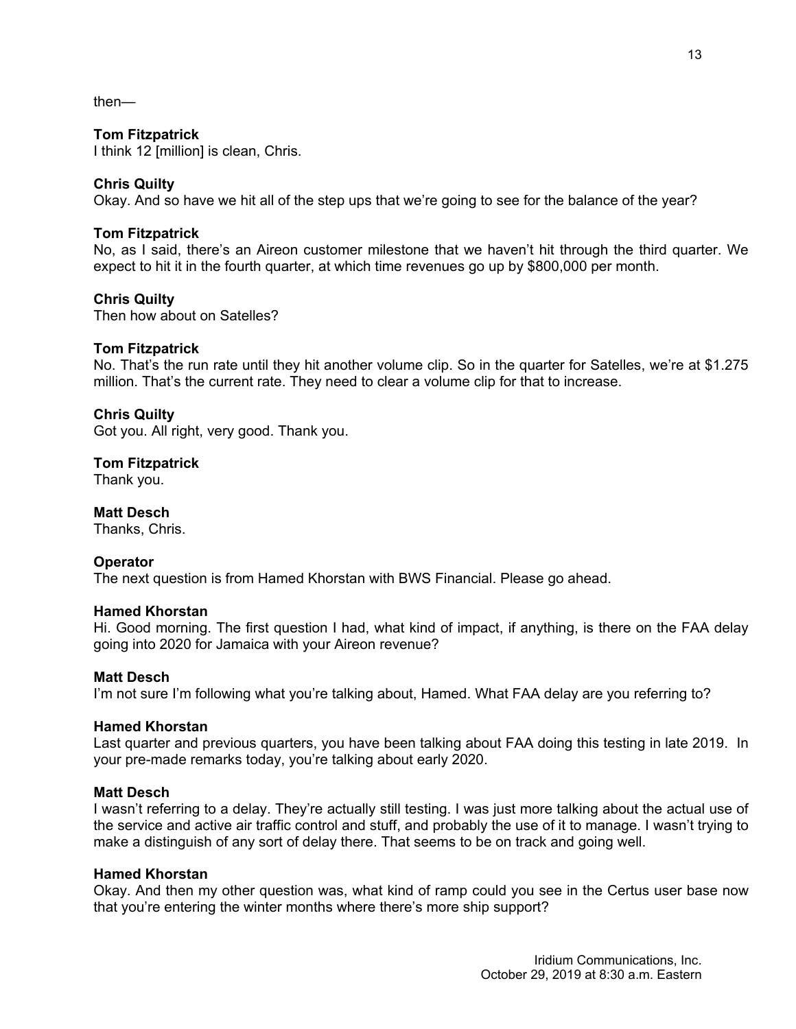then—

**Tom Fitzpatrick**
I think 12 [million] is clean, Chris.

**Chris Quilty**
Okay. And so have we hit all of the step ups that we're going to see for the balance of the year?

**Tom Fitzpatrick**
No, as I said, there's an Aireon customer milestone that we haven't hit through the third quarter. We expect to hit it in the fourth quarter, at which time revenues go up by $800,000 per month.

**Chris Quilty**
Then how about on Satelles?

**Tom Fitzpatrick**
No. That's the run rate until they hit another volume clip. So in the quarter for Satelles, we're at $1.275 million. That's the current rate. They need to clear a volume clip for that to increase.

**Chris Quilty**
Got you. All right, very good. Thank you.

**Tom Fitzpatrick**
Thank you.

**Matt Desch**
Thanks, Chris.

**Operator**
The next question is from Hamed Khorstan with BWS Financial. Please go ahead.

**Hamed Khorstan**
Hi. Good morning. The first question I had, what kind of impact, if anything, is there on the FAA delay going into 2020 for Jamaica with your Aireon revenue?

**Matt Desch**
I'm not sure I'm following what you're talking about, Hamed. What FAA delay are you referring to?

**Hamed Khorstan**
Last quarter and previous quarters, you have been talking about FAA doing this testing in late 2019. In your pre-made remarks today, you're talking about early 2020.

**Matt Desch**
I wasn't referring to a delay. They're actually still testing. I was just more talking about the actual use of the service and active air traffic control and stuff, and probably the use of it to manage. I wasn't trying to make a distinguish of any sort of delay there. That seems to be on track and going well.

**Hamed Khorstan**
Okay. And then my other question was, what kind of ramp could you see in the Certus user base now that you're entering the winter months where there's more ship support?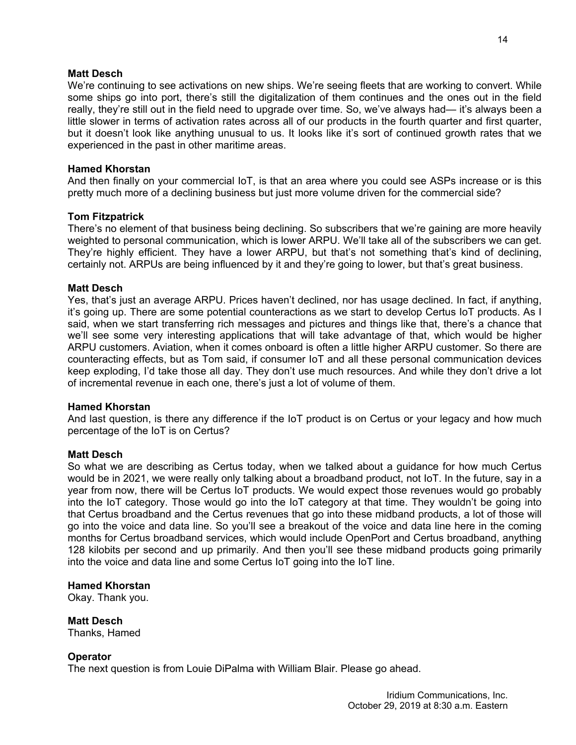**Matt Desch**
We're continuing to see activations on new ships. We're seeing fleets that are working to convert. While some ships go into port, there's still the digitalization of them continues and the ones out in the field really, they're still out in the field need to upgrade over time. So, we've always had— it's always been a little slower in terms of activation rates across all of our products in the fourth quarter and first quarter, but it doesn't look like anything unusual to us. It looks like it's sort of continued growth rates that we experienced in the past in other maritime areas.

**Hamed Khorstan**
And then finally on your commercial IoT, is that an area where you could see ASPs increase or is this pretty much more of a declining business but just more volume driven for the commercial side?

**Tom Fitzpatrick**
There's no element of that business being declining. So subscribers that we're gaining are more heavily weighted to personal communication, which is lower ARPU. We'll take all of the subscribers we can get. They're highly efficient. They have a lower ARPU, but that's not something that's kind of declining, certainly not. ARPUs are being influenced by it and they're going to lower, but that's great business.

**Matt Desch**
Yes, that's just an average ARPU. Prices haven't declined, nor has usage declined. In fact, if anything, it's going up. There are some potential counteractions as we start to develop Certus IoT products. As I said, when we start transferring rich messages and pictures and things like that, there's a chance that we'll see some very interesting applications that will take advantage of that, which would be higher ARPU customers. Aviation, when it comes onboard is often a little higher ARPU customer. So there are counteracting effects, but as Tom said, if consumer IoT and all these personal communication devices keep exploding, I'd take those all day. They don't use much resources. And while they don't drive a lot of incremental revenue in each one, there's just a lot of volume of them.

**Hamed Khorstan**
And last question, is there any difference if the IoT product is on Certus or your legacy and how much percentage of the IoT is on Certus?

**Matt Desch**
So what we are describing as Certus today, when we talked about a guidance for how much Certus would be in 2021, we were really only talking about a broadband product, not IoT. In the future, say in a year from now, there will be Certus IoT products. We would expect those revenues would go probably into the IoT category. Those would go into the IoT category at that time. They wouldn't be going into that Certus broadband and the Certus revenues that go into these midband products, a lot of those will go into the voice and data line. So you'll see a breakout of the voice and data line here in the coming months for Certus broadband services, which would include OpenPort and Certus broadband, anything 128 kilobits per second and up primarily. And then you'll see these midband products going primarily into the voice and data line and some Certus IoT going into the IoT line.

**Hamed Khorstan**
Okay. Thank you.

**Matt Desch**
Thanks, Hamed

**Operator**
The next question is from Louie DiPalma with William Blair. Please go ahead.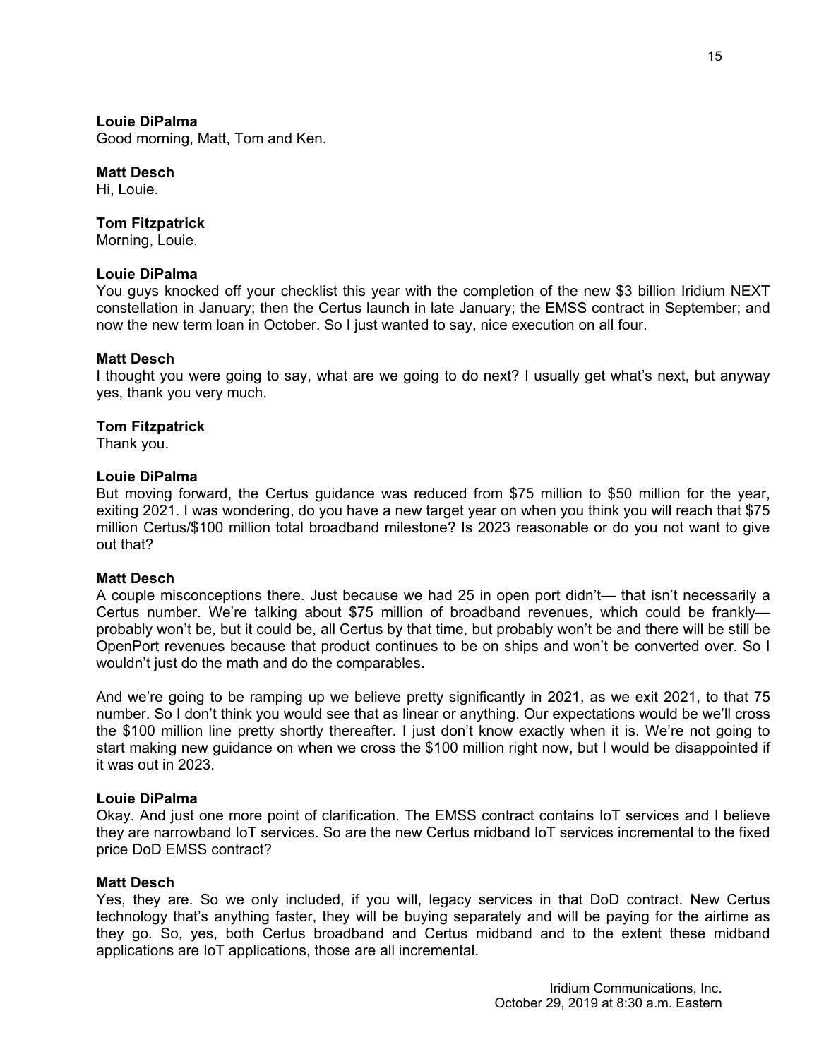**Louie DiPalma**
Good morning, Matt, Tom and Ken.

**Matt Desch**
Hi, Louie.

**Tom Fitzpatrick**
Morning, Louie.

**Louie DiPalma**
You guys knocked off your checklist this year with the completion of the new $3 billion Iridium NEXT constellation in January; then the Certus launch in late January; the EMSS contract in September; and now the new term loan in October. So I just wanted to say, nice execution on all four.

**Matt Desch**
I thought you were going to say, what are we going to do next? I usually get what's next, but anyway yes, thank you very much.

**Tom Fitzpatrick**
Thank you.

**Louie DiPalma**
But moving forward, the Certus guidance was reduced from $75 million to $50 million for the year, exiting 2021. I was wondering, do you have a new target year on when you think you will reach that $75 million Certus/$100 million total broadband milestone? Is 2023 reasonable or do you not want to give out that?

**Matt Desch**
A couple misconceptions there. Just because we had 25 in open port didn't— that isn't necessarily a Certus number. We're talking about $75 million of broadband revenues, which could be frankly—probably won't be, but it could be, all Certus by that time, but probably won't be and there will be still be OpenPort revenues because that product continues to be on ships and won't be converted over. So I wouldn't just do the math and do the comparables.

And we're going to be ramping up we believe pretty significantly in 2021, as we exit 2021, to that 75 number. So I don't think you would see that as linear or anything. Our expectations would be we'll cross the $100 million line pretty shortly thereafter. I just don't know exactly when it is. We're not going to start making new guidance on when we cross the $100 million right now, but I would be disappointed if it was out in 2023.

**Louie DiPalma**
Okay. And just one more point of clarification. The EMSS contract contains IoT services and I believe they are narrowband IoT services. So are the new Certus midband IoT services incremental to the fixed price DoD EMSS contract?

**Matt Desch**
Yes, they are. So we only included, if you will, legacy services in that DoD contract. New Certus technology that's anything faster, they will be buying separately and will be paying for the airtime as they go. So, yes, both Certus broadband and Certus midband and to the extent these midband applications are IoT applications, those are all incremental.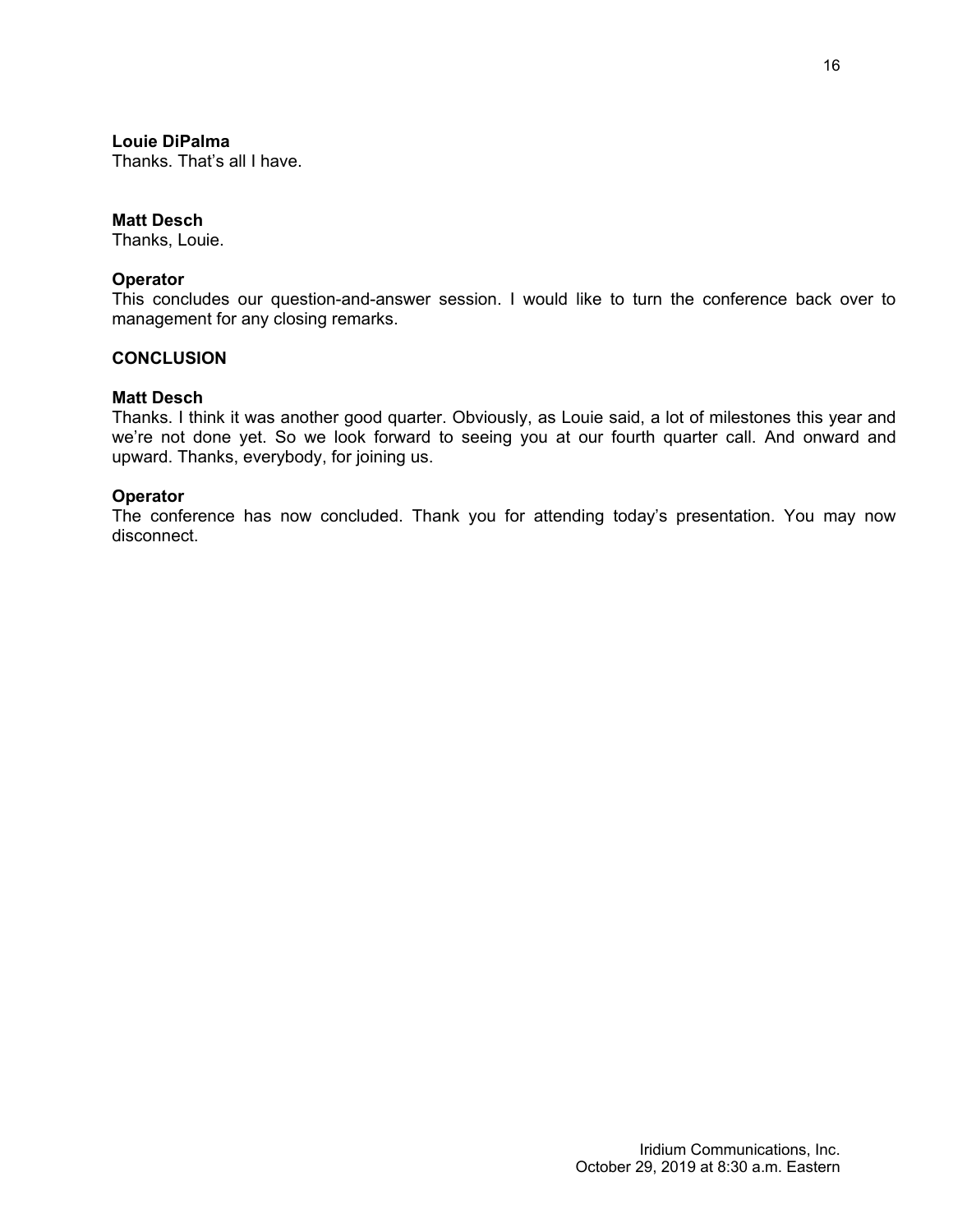**Louie DiPalma**
Thanks. That's all I have.

**Matt Desch**
Thanks, Louie.

**Operator**
This concludes our question-and-answer session. I would like to turn the conference back over to management for any closing remarks.

**CONCLUSION**

**Matt Desch**
Thanks. I think it was another good quarter. Obviously, as Louie said, a lot of milestones this year and we're not done yet. So we look forward to seeing you at our fourth quarter call. And onward and upward. Thanks, everybody, for joining us.

**Operator**
The conference has now concluded. Thank you for attending today's presentation. You may now disconnect.